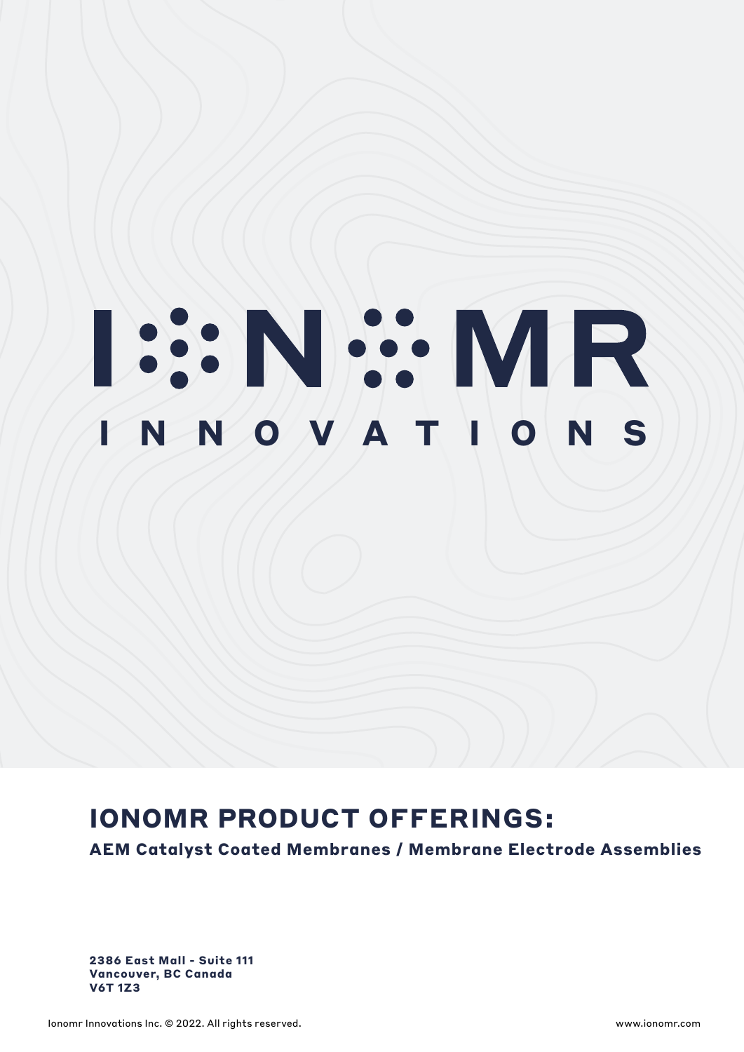# IONOMR INNOVATIONS

## IONOMR PRODUCT OFFERINGS:

**AEM Catalyst Coated Membranes / Membrane Electrode Assemblies**

**2386 East Mall - Suite 111**
**Vancouver, BC Canada**
**V6T 1Z3**

Ionomr Innovations Inc. © 2022. All rights reserved.

www.ionomr.com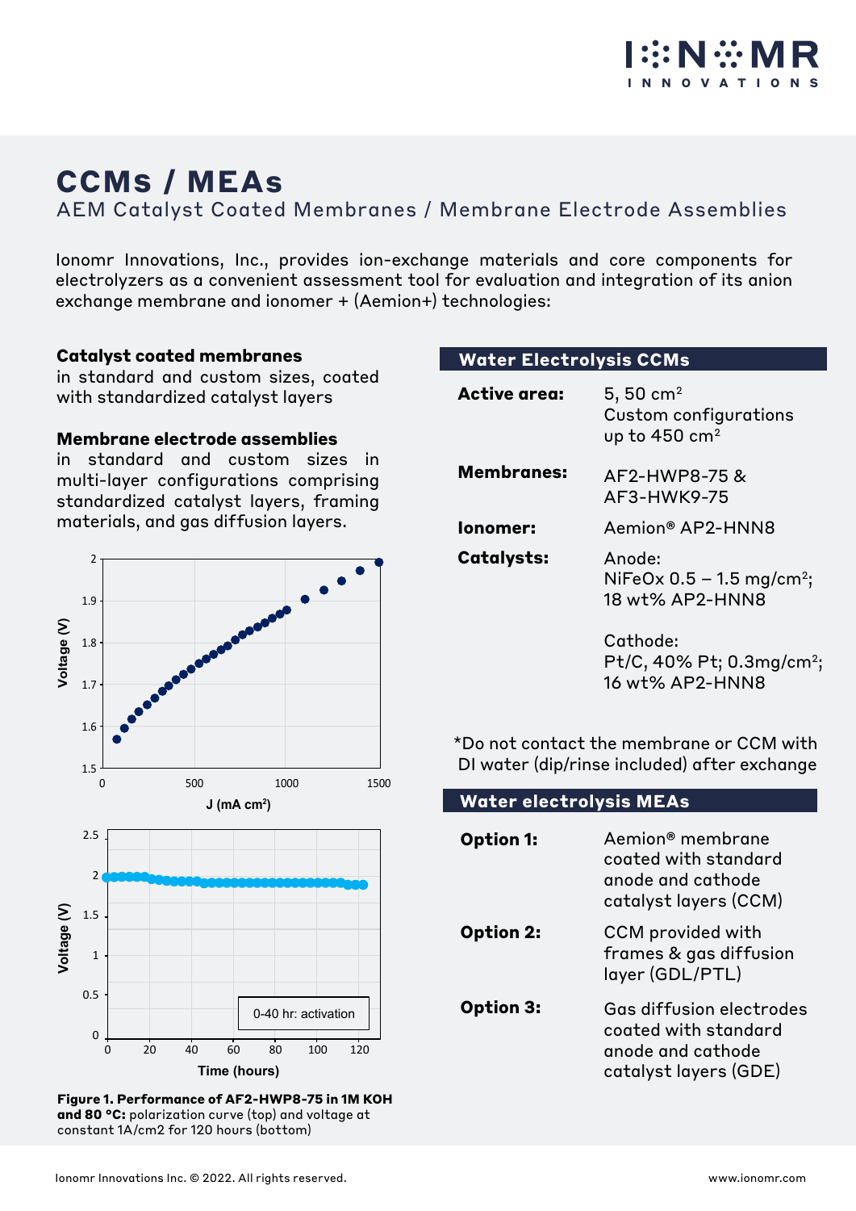# CCMs / MEAs

## AEM Catalyst Coated Membranes / Membrane Electrode Assemblies

Ionomr Innovations, Inc., provides ion-exchange materials and core components for electrolyzers as a convenient assessment tool for evaluation and integration of its anion exchange membrane and ionomer + (Aemion+) technologies:

**Catalyst coated membranes**
in standard and custom sizes, coated with standardized catalyst layers

**Membrane electrode assemblies**
in standard and custom sizes in multi-layer configurations comprising standardized catalyst layers, framing materials, and gas diffusion layers.

Voltage (V)
2
1.9
1.8
1.7
1.6
1.5
0
500
1000
1500
J (mA cm$^2$)

Voltage (V)
2.5
2
1.5
1
0.5
0
0
20
40
60
80
100
120
Time (hours)
0-40 hr: activation

**Figure 1. Performance of AF2-HWP8-75 in 1M KOH and 80 °C:** polarization curve (top) and voltage at constant 1A/cm2 for 120 hours (bottom)

### Water Electrolysis CCMs

| | |
|---|---|
| **Active area:** | 5, 50 cm$^2$<br>Custom configurations up to 450 cm$^2$ |
| **Membranes:** | AF2-HWP8-75 & AF3-HWK9-75 |
| **Ionomer:** | Aemion® AP2-HNN8 |
| **Catalysts:** | Anode:<br>NiFeOx 0.5 – 1.5 mg/cm$^2$;<br>18 wt% AP2-HNN8<br><br>Cathode:<br>Pt/C, 40% Pt; 0.3mg/cm$^2$;<br>16 wt% AP2-HNN8 |

*Do not contact the membrane or CCM with DI water (dip/rinse included) after exchange

### Water electrolysis MEAs

| | |
|---|---|
| **Option 1:** | Aemion® membrane coated with standard anode and cathode catalyst layers (CCM) |
| **Option 2:** | CCM provided with frames & gas diffusion layer (GDL/PTL) |
| **Option 3:** | Gas diffusion electrodes coated with standard anode and cathode catalyst layers (GDE) |

Ionomr Innovations Inc. © 2022. All rights reserved. www.ionomr.com